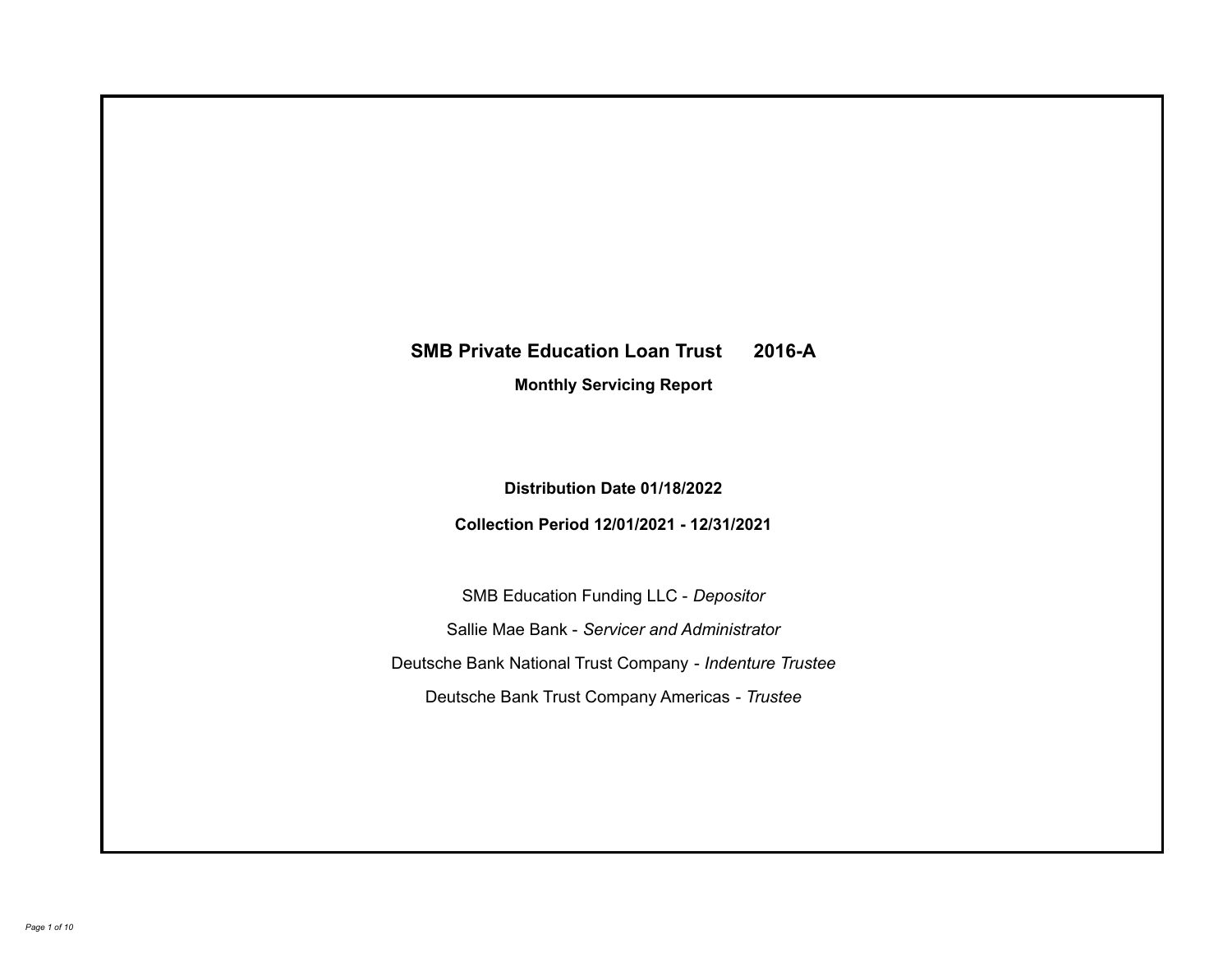# SMB Private Education Loan Trust 2016-A

## Monthly Servicing Report

**Distribution Date 01/18/2022**

**Collection Period 12/01/2021 - 12/31/2021**

SMB Education Funding LLC - *Depositor*

Sallie Mae Bank - *Servicer and Administrator*

Deutsche Bank National Trust Company - *Indenture Trustee*

Deutsche Bank Trust Company Americas - *Trustee*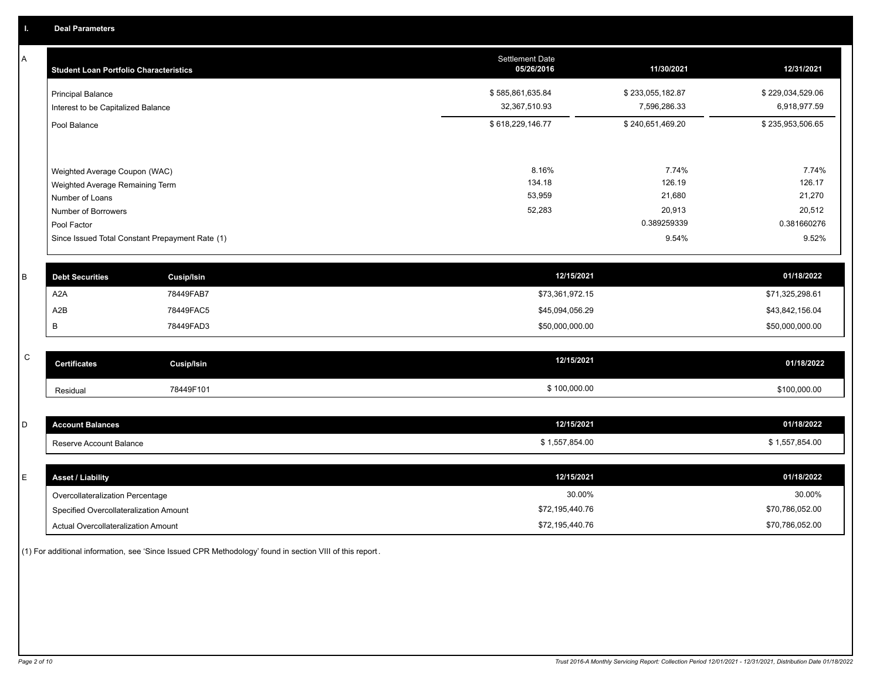## I. Deal Parameters

### A

| Student Loan Portfolio Characteristics | Settlement Date 05/26/2016 | 11/30/2021 | 12/31/2021 |
|---|---|---|---|
| Principal Balance | $ 585,861,635.84 | $ 233,055,182.87 | $ 229,034,529.06 |
| Interest to be Capitalized Balance | 32,367,510.93 | 7,596,286.33 | 6,918,977.59 |
| Pool Balance | $ 618,229,146.77 | $ 240,651,469.20 | $ 235,953,506.65 |
| Weighted Average Coupon (WAC) | 8.16% | 7.74% | 7.74% |
| Weighted Average Remaining Term | 134.18 | 126.19 | 126.17 |
| Number of Loans | 53,959 | 21,680 | 21,270 |
| Number of Borrowers | 52,283 | 20,913 | 20,512 |
| Pool Factor | | 0.389259339 | 0.381660276 |
| Since Issued Total Constant Prepayment Rate (1) | | 9.54% | 9.52% |

### B

| Debt Securities | Cusip/Isin | 12/15/2021 | 01/18/2022 |
|---|---|---|---|
| A2A | 78449FAB7 | $73,361,972.15 | $71,325,298.61 |
| A2B | 78449FAC5 | $45,094,056.29 | $43,842,156.04 |
| B | 78449FAD3 | $50,000,000.00 | $50,000,000.00 |

### C

| Certificates | Cusip/Isin | 12/15/2021 | 01/18/2022 |
|---|---|---|---|
| Residual | 78449F101 | $ 100,000.00 | $100,000.00 |

### D

| Account Balances | 12/15/2021 | 01/18/2022 |
|---|---|---|
| Reserve Account Balance | $ 1,557,854.00 | $ 1,557,854.00 |

### E

| Asset / Liability | 12/15/2021 | 01/18/2022 |
|---|---|---|
| Overcollateralization Percentage | 30.00% | 30.00% |
| Specified Overcollateralization Amount | $72,195,440.76 | $70,786,052.00 |
| Actual Overcollateralization Amount | $72,195,440.76 | $70,786,052.00 |

(1) For additional information, see 'Since Issued CPR Methodology' found in section VIII of this report.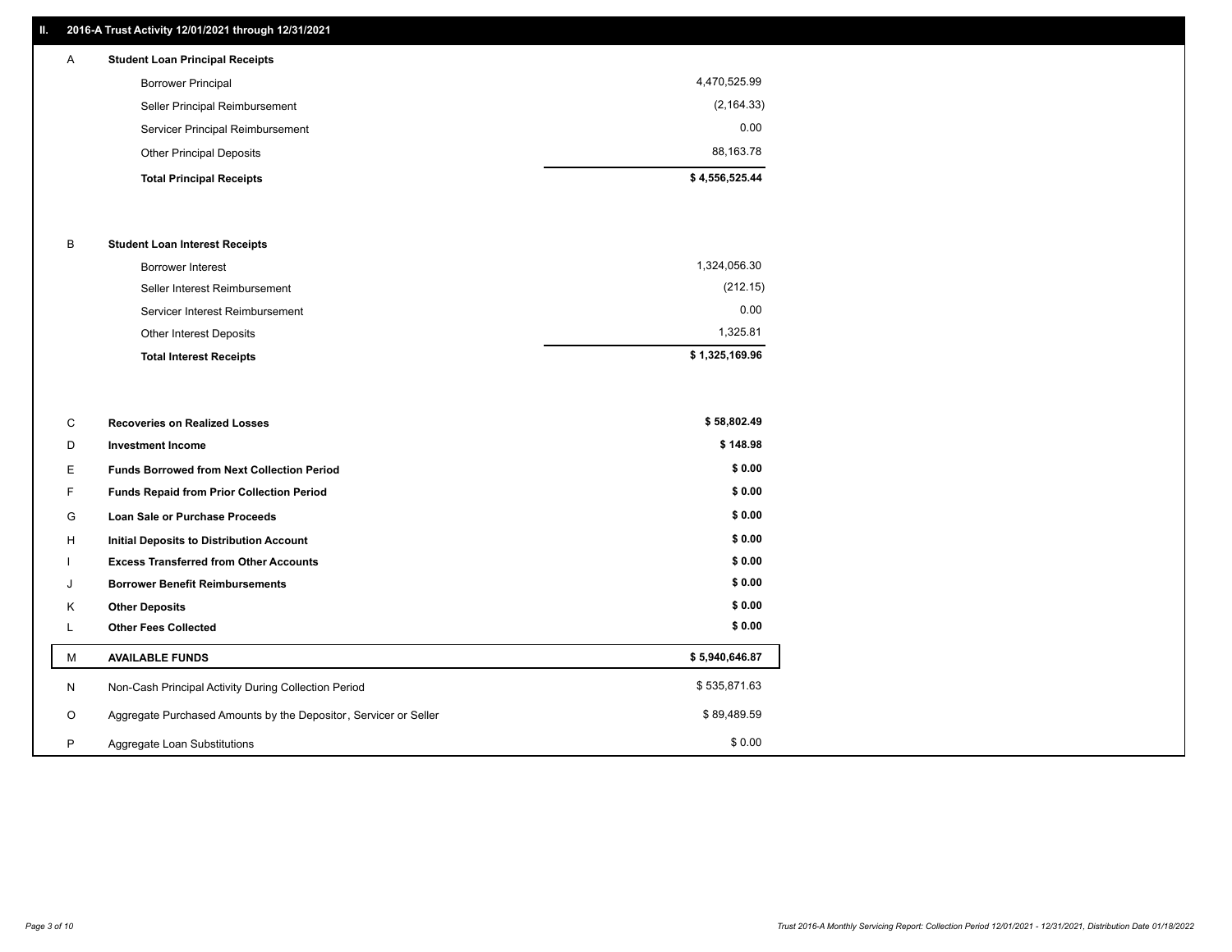## II. 2016-A Trust Activity 12/01/2021 through 12/31/2021

| | | |
|---|---|---|
| **A** | **Student Loan Principal Receipts** | |
| | Borrower Principal | 4,470,525.99 |
| | Seller Principal Reimbursement | (2,164.33) |
| | Servicer Principal Reimbursement | 0.00 |
| | Other Principal Deposits | 88,163.78 |
| | **Total Principal Receipts** | **$ 4,556,525.44** |
| **B** | **Student Loan Interest Receipts** | |
| | Borrower Interest | 1,324,056.30 |
| | Seller Interest Reimbursement | (212.15) |
| | Servicer Interest Reimbursement | 0.00 |
| | Other Interest Deposits | 1,325.81 |
| | **Total Interest Receipts** | **$ 1,325,169.96** |
| **C** | **Recoveries on Realized Losses** | **$ 58,802.49** |
| **D** | **Investment Income** | **$ 148.98** |
| **E** | **Funds Borrowed from Next Collection Period** | **$ 0.00** |
| **F** | **Funds Repaid from Prior Collection Period** | **$ 0.00** |
| **G** | **Loan Sale or Purchase Proceeds** | **$ 0.00** |
| **H** | **Initial Deposits to Distribution Account** | **$ 0.00** |
| **I** | **Excess Transferred from Other Accounts** | **$ 0.00** |
| **J** | **Borrower Benefit Reimbursements** | **$ 0.00** |
| **K** | **Other Deposits** | **$ 0.00** |
| **L** | **Other Fees Collected** | **$ 0.00** |
| **M** | **AVAILABLE FUNDS** | **$ 5,940,646.87** |
| N | Non-Cash Principal Activity During Collection Period | $ 535,871.63 |
| O | Aggregate Purchased Amounts by the Depositor, Servicer or Seller | $ 89,489.59 |
| P | Aggregate Loan Substitutions | $ 0.00 |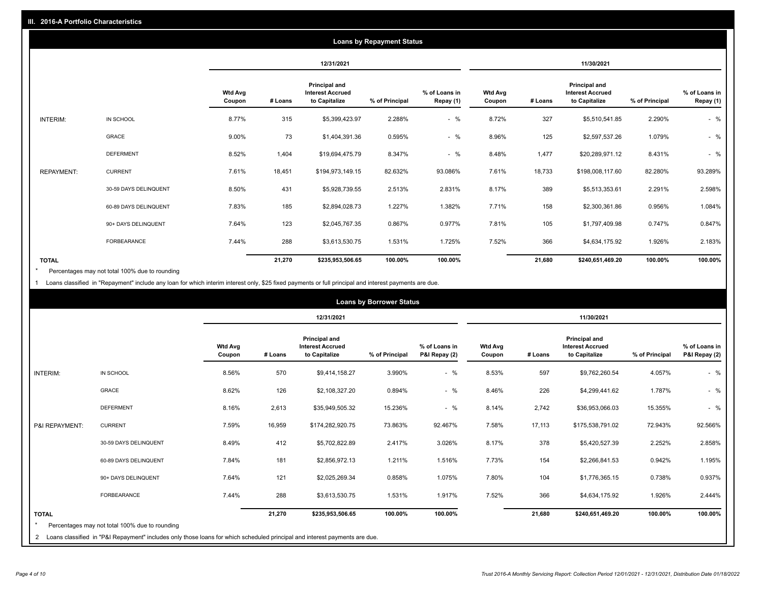## III. 2016-A Portfolio Characteristics

### Loans by Repayment Status

| | | 12/31/2021 | | | | | 11/30/2021 | | | | |
|---|---|---|---|---|---|---|---|---|---|---|---|
| | | Wtd Avg Coupon | # Loans | Principal and Interest Accrued to Capitalize | % of Principal | % of Loans in Repay (1) | Wtd Avg Coupon | # Loans | Principal and Interest Accrued to Capitalize | % of Principal | % of Loans in Repay (1) |
| INTERIM: | IN SCHOOL | 8.77% | 315 | $5,399,423.97 | 2.288% | - % | 8.72% | 327 | $5,510,541.85 | 2.290% | - % |
| | GRACE | 9.00% | 73 | $1,404,391.36 | 0.595% | - % | 8.96% | 125 | $2,597,537.26 | 1.079% | - % |
| | DEFERMENT | 8.52% | 1,404 | $19,694,475.79 | 8.347% | - % | 8.48% | 1,477 | $20,289,971.12 | 8.431% | - % |
| REPAYMENT: | CURRENT | 7.61% | 18,451 | $194,973,149.15 | 82.632% | 93.086% | 7.61% | 18,733 | $198,008,117.60 | 82.280% | 93.289% |
| | 30-59 DAYS DELINQUENT | 8.50% | 431 | $5,928,739.55 | 2.513% | 2.831% | 8.17% | 389 | $5,513,353.61 | 2.291% | 2.598% |
| | 60-89 DAYS DELINQUENT | 7.83% | 185 | $2,894,028.73 | 1.227% | 1.382% | 7.71% | 158 | $2,300,361.86 | 0.956% | 1.084% |
| | 90+ DAYS DELINQUENT | 7.64% | 123 | $2,045,767.35 | 0.867% | 0.977% | 7.81% | 105 | $1,797,409.98 | 0.747% | 0.847% |
| | FORBEARANCE | 7.44% | 288 | $3,613,530.75 | 1.531% | 1.725% | 7.52% | 366 | $4,634,175.92 | 1.926% | 2.183% |
| TOTAL | | | 21,270 | $235,953,506.65 | 100.00% | 100.00% | | 21,680 | $240,651,469.20 | 100.00% | 100.00% |

\* Percentages may not total 100% due to rounding

1 Loans classified in "Repayment" include any loan for which interim interest only, $25 fixed payments or full principal and interest payments are due.

### Loans by Borrower Status

| | | 12/31/2021 | | | | | 11/30/2021 | | | | |
|---|---|---|---|---|---|---|---|---|---|---|---|
| | | Wtd Avg Coupon | # Loans | Principal and Interest Accrued to Capitalize | % of Principal | % of Loans in P&I Repay (2) | Wtd Avg Coupon | # Loans | Principal and Interest Accrued to Capitalize | % of Principal | % of Loans in P&I Repay (2) |
| INTERIM: | IN SCHOOL | 8.56% | 570 | $9,414,158.27 | 3.990% | - % | 8.53% | 597 | $9,762,260.54 | 4.057% | - % |
| | GRACE | 8.62% | 126 | $2,108,327.20 | 0.894% | - % | 8.46% | 226 | $4,299,441.62 | 1.787% | - % |
| | DEFERMENT | 8.16% | 2,613 | $35,949,505.32 | 15.236% | - % | 8.14% | 2,742 | $36,953,066.03 | 15.355% | - % |
| P&I REPAYMENT: | CURRENT | 7.59% | 16,959 | $174,282,920.75 | 73.863% | 92.467% | 7.58% | 17,113 | $175,538,791.02 | 72.943% | 92.566% |
| | 30-59 DAYS DELINQUENT | 8.49% | 412 | $5,702,822.89 | 2.417% | 3.026% | 8.17% | 378 | $5,420,527.39 | 2.252% | 2.858% |
| | 60-89 DAYS DELINQUENT | 7.84% | 181 | $2,856,972.13 | 1.211% | 1.516% | 7.73% | 154 | $2,266,841.53 | 0.942% | 1.195% |
| | 90+ DAYS DELINQUENT | 7.64% | 121 | $2,025,269.34 | 0.858% | 1.075% | 7.80% | 104 | $1,776,365.15 | 0.738% | 0.937% |
| | FORBEARANCE | 7.44% | 288 | $3,613,530.75 | 1.531% | 1.917% | 7.52% | 366 | $4,634,175.92 | 1.926% | 2.444% |
| TOTAL | | | 21,270 | $235,953,506.65 | 100.00% | 100.00% | | 21,680 | $240,651,469.20 | 100.00% | 100.00% |

\* Percentages may not total 100% due to rounding

2 Loans classified in "P&I Repayment" includes only those loans for which scheduled principal and interest payments are due.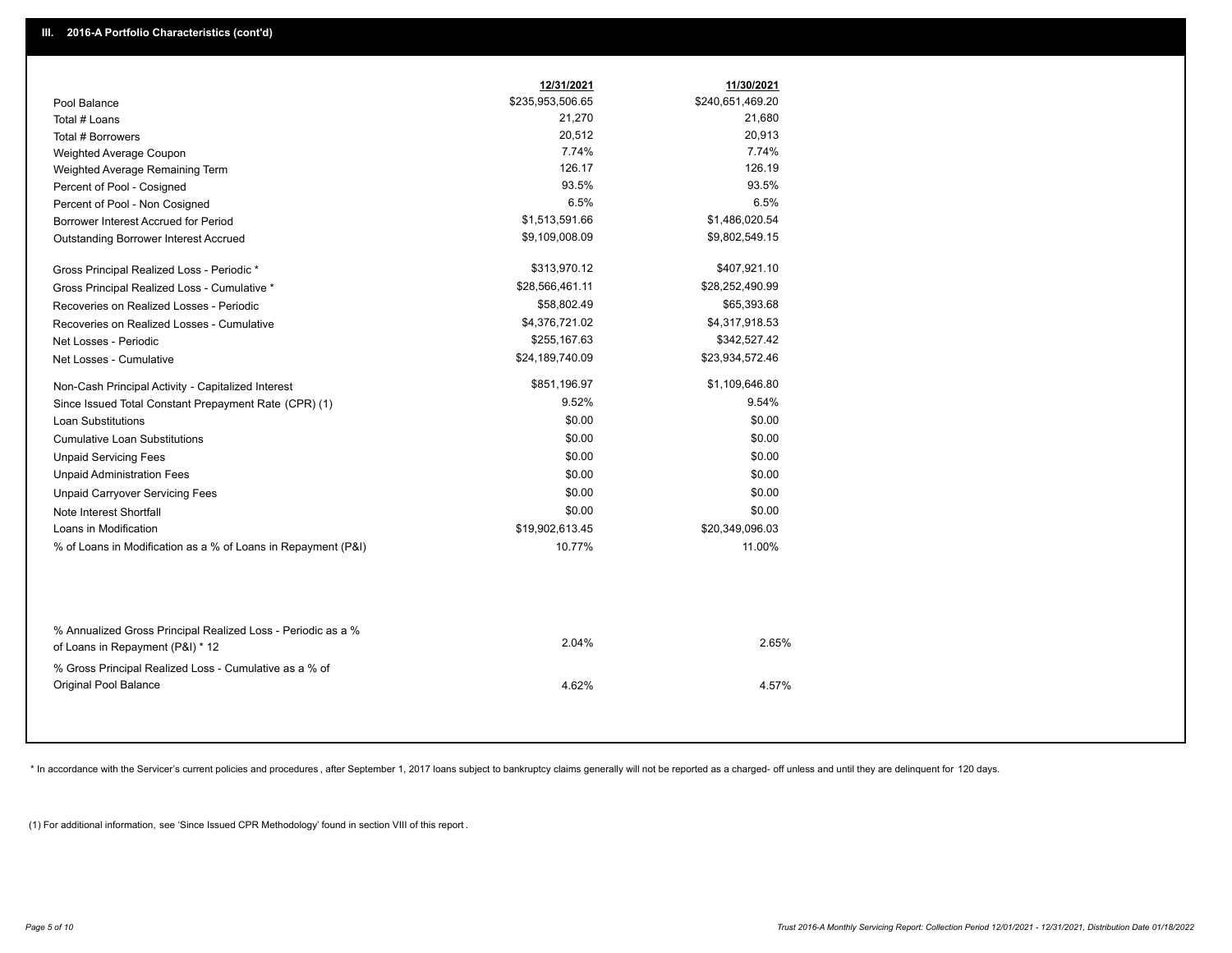## III. 2016-A Portfolio Characteristics (cont'd)

| | 12/31/2021 | 11/30/2021 |
|---|---|---|
| Pool Balance | $235,953,506.65 | $240,651,469.20 |
| Total # Loans | 21,270 | 21,680 |
| Total # Borrowers | 20,512 | 20,913 |
| Weighted Average Coupon | 7.74% | 7.74% |
| Weighted Average Remaining Term | 126.17 | 126.19 |
| Percent of Pool - Cosigned | 93.5% | 93.5% |
| Percent of Pool - Non Cosigned | 6.5% | 6.5% |
| Borrower Interest Accrued for Period | $1,513,591.66 | $1,486,020.54 |
| Outstanding Borrower Interest Accrued | $9,109,008.09 | $9,802,549.15 |
| Gross Principal Realized Loss - Periodic * | $313,970.12 | $407,921.10 |
| Gross Principal Realized Loss - Cumulative * | $28,566,461.11 | $28,252,490.99 |
| Recoveries on Realized Losses - Periodic | $58,802.49 | $65,393.68 |
| Recoveries on Realized Losses - Cumulative | $4,376,721.02 | $4,317,918.53 |
| Net Losses - Periodic | $255,167.63 | $342,527.42 |
| Net Losses - Cumulative | $24,189,740.09 | $23,934,572.46 |
| Non-Cash Principal Activity - Capitalized Interest | $851,196.97 | $1,109,646.80 |
| Since Issued Total Constant Prepayment Rate (CPR) (1) | 9.52% | 9.54% |
| Loan Substitutions | $0.00 | $0.00 |
| Cumulative Loan Substitutions | $0.00 | $0.00 |
| Unpaid Servicing Fees | $0.00 | $0.00 |
| Unpaid Administration Fees | $0.00 | $0.00 |
| Unpaid Carryover Servicing Fees | $0.00 | $0.00 |
| Note Interest Shortfall | $0.00 | $0.00 |
| Loans in Modification | $19,902,613.45 | $20,349,096.03 |
| % of Loans in Modification as a % of Loans in Repayment (P&I) | 10.77% | 11.00% |
| % Annualized Gross Principal Realized Loss - Periodic as a % of Loans in Repayment (P&I) * 12 | 2.04% | 2.65% |
| % Gross Principal Realized Loss - Cumulative as a % of Original Pool Balance | 4.62% | 4.57% |

* In accordance with the Servicer's current policies and procedures, after September 1, 2017 loans subject to bankruptcy claims generally will not be reported as a charged- off unless and until they are delinquent for 120 days.

(1) For additional information, see 'Since Issued CPR Methodology' found in section VIII of this report .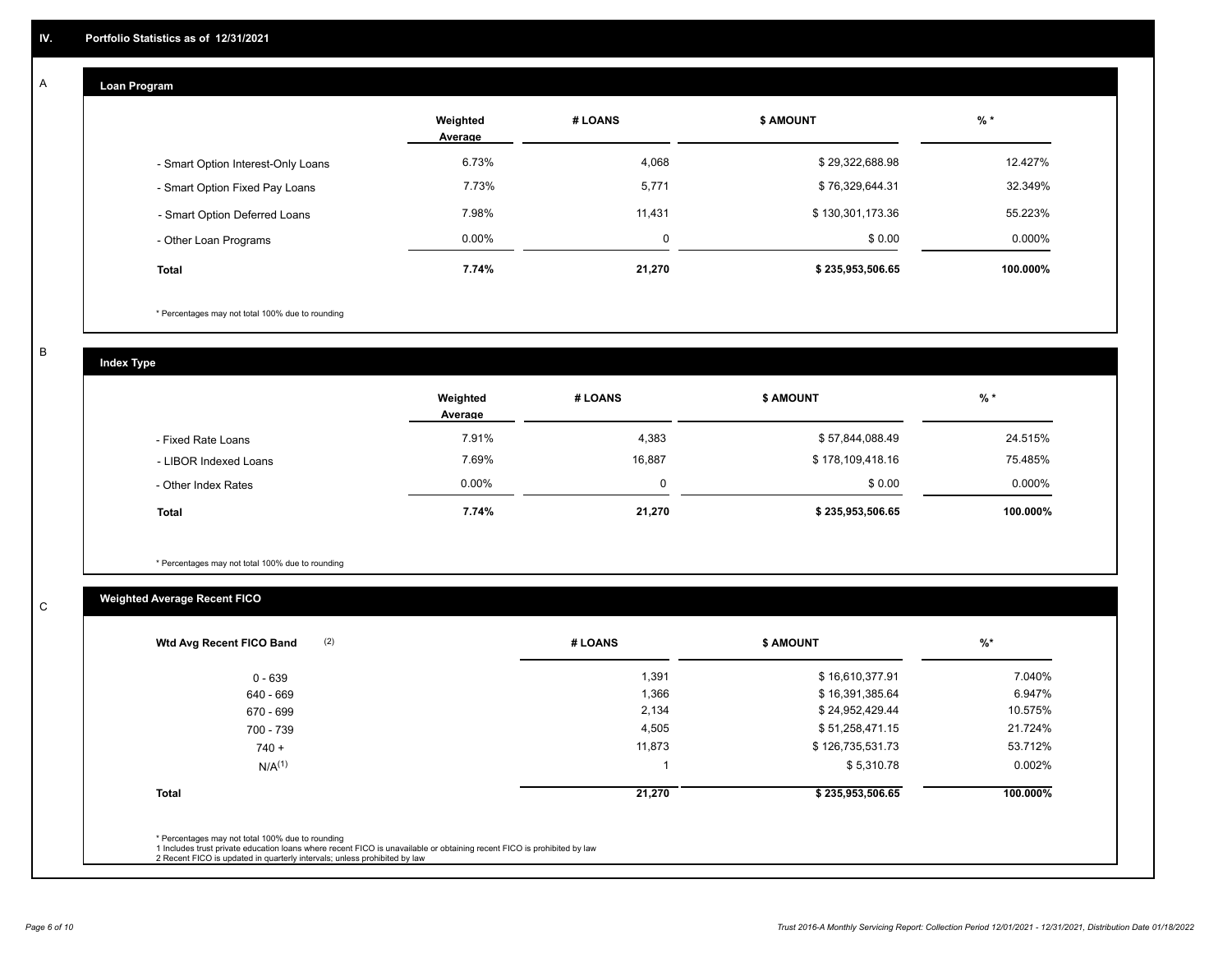## IV. Portfolio Statistics as of 12/31/2021

### A. Loan Program

| | Weighted Average | # LOANS | $ AMOUNT | % * |
|---|---|---|---|---|
| - Smart Option Interest-Only Loans | 6.73% | 4,068 | $ 29,322,688.98 | 12.427% |
| - Smart Option Fixed Pay Loans | 7.73% | 5,771 | $ 76,329,644.31 | 32.349% |
| - Smart Option Deferred Loans | 7.98% | 11,431 | $ 130,301,173.36 | 55.223% |
| - Other Loan Programs | 0.00% | 0 | $ 0.00 | 0.000% |
| **Total** | **7.74%** | **21,270** | **$ 235,953,506.65** | **100.000%** |

* Percentages may not total 100% due to rounding

### B. Index Type

| | Weighted Average | # LOANS | $ AMOUNT | % * |
|---|---|---|---|---|
| - Fixed Rate Loans | 7.91% | 4,383 | $ 57,844,088.49 | 24.515% |
| - LIBOR Indexed Loans | 7.69% | 16,887 | $ 178,109,418.16 | 75.485% |
| - Other Index Rates | 0.00% | 0 | $ 0.00 | 0.000% |
| **Total** | **7.74%** | **21,270** | **$ 235,953,506.65** | **100.000%** |

* Percentages may not total 100% due to rounding

### C. Weighted Average Recent FICO

| Wtd Avg Recent FICO Band (2) | # LOANS | $ AMOUNT | %* |
|---|---|---|---|
| 0 - 639 | 1,391 | $ 16,610,377.91 | 7.040% |
| 640 - 669 | 1,366 | $ 16,391,385.64 | 6.947% |
| 670 - 699 | 2,134 | $ 24,952,429.44 | 10.575% |
| 700 - 739 | 4,505 | $ 51,258,471.15 | 21.724% |
| 740 + | 11,873 | $ 126,735,531.73 | 53.712% |
| N/A(1) | 1 | $ 5,310.78 | 0.002% |
| **Total** | **21,270** | **$ 235,953,506.65** | **100.000%** |

* Percentages may not total 100% due to rounding
1 Includes trust private education loans where recent FICO is unavailable or obtaining recent FICO is prohibited by law
2 Recent FICO is updated in quarterly intervals; unless prohibited by law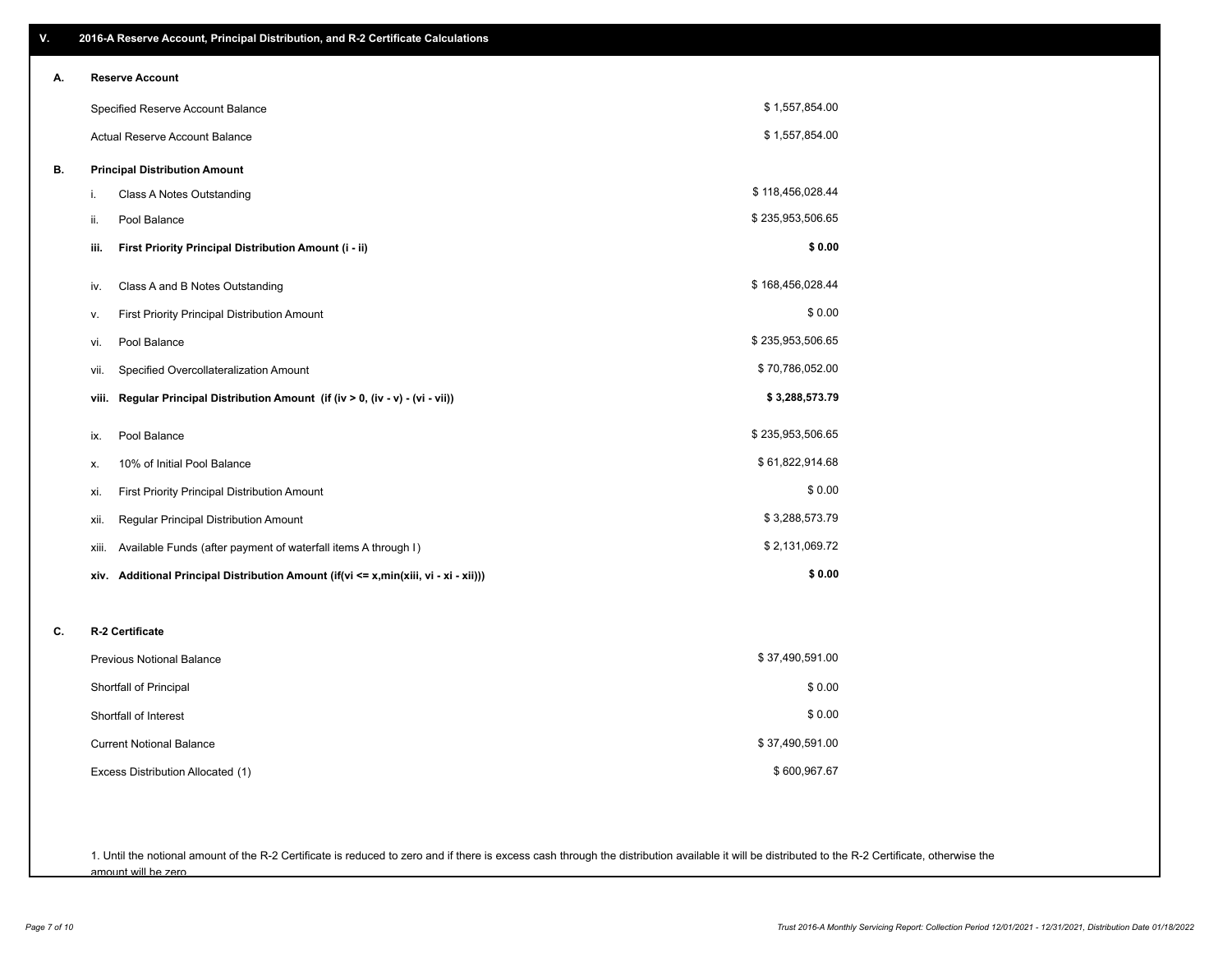## V. 2016-A Reserve Account, Principal Distribution, and R-2 Certificate Calculations

### A. Reserve Account

| | |
|---|---|
| Specified Reserve Account Balance | $ 1,557,854.00 |
| Actual Reserve Account Balance | $ 1,557,854.00 |

### B. Principal Distribution Amount

| | | |
|---|---|---|
| i. | Class A Notes Outstanding | $ 118,456,028.44 |
| ii. | Pool Balance | $ 235,953,506.65 |
| **iii.** | **First Priority Principal Distribution Amount (i - ii)** | **$ 0.00** |
| iv. | Class A and B Notes Outstanding | $ 168,456,028.44 |
| v. | First Priority Principal Distribution Amount | $ 0.00 |
| vi. | Pool Balance | $ 235,953,506.65 |
| vii. | Specified Overcollateralization Amount | $ 70,786,052.00 |
| **viii.** | **Regular Principal Distribution Amount (if (iv > 0, (iv - v) - (vi - vii))** | **$ 3,288,573.79** |
| ix. | Pool Balance | $ 235,953,506.65 |
| x. | 10% of Initial Pool Balance | $ 61,822,914.68 |
| xi. | First Priority Principal Distribution Amount | $ 0.00 |
| xii. | Regular Principal Distribution Amount | $ 3,288,573.79 |
| xiii. | Available Funds (after payment of waterfall items A through I) | $ 2,131,069.72 |
| **xiv.** | **Additional Principal Distribution Amount (if(vi <= x,min(xiii, vi - xi - xii)))** | **$ 0.00** |

### C. R-2 Certificate

| | |
|---|---|
| Previous Notional Balance | $ 37,490,591.00 |
| Shortfall of Principal | $ 0.00 |
| Shortfall of Interest | $ 0.00 |
| Current Notional Balance | $ 37,490,591.00 |
| Excess Distribution Allocated (1) | $ 600,967.67 |

1. Until the notional amount of the R-2 Certificate is reduced to zero and if there is excess cash through the distribution available it will be distributed to the R-2 Certificate, otherwise the amount will be zero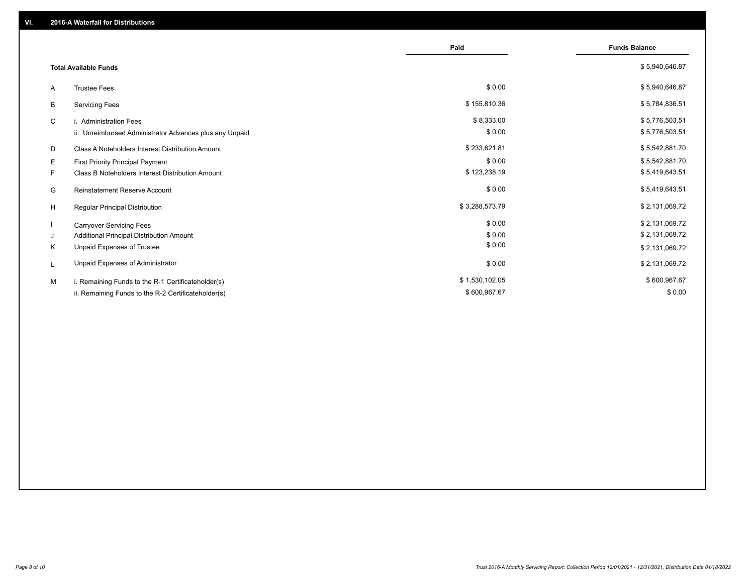## VI. 2016-A Waterfall for Distributions

| | | Paid | Funds Balance |
|---|---|---|---|
| | **Total Available Funds** | | $ 5,940,646.87 |
| A | Trustee Fees | $ 0.00 | $ 5,940,646.87 |
| B | Servicing Fees | $ 155,810.36 | $ 5,784,836.51 |
| C | i. Administration Fees | $ 8,333.00 | $ 5,776,503.51 |
| | ii. Unreimbursed Administrator Advances plus any Unpaid | $ 0.00 | $ 5,776,503.51 |
| D | Class A Noteholders Interest Distribution Amount | $ 233,621.81 | $ 5,542,881.70 |
| E | First Priority Principal Payment | $ 0.00 | $ 5,542,881.70 |
| F | Class B Noteholders Interest Distribution Amount | $ 123,238.19 | $ 5,419,643.51 |
| G | Reinstatement Reserve Account | $ 0.00 | $ 5,419,643.51 |
| H | Regular Principal Distribution | $ 3,288,573.79 | $ 2,131,069.72 |
| I | Carryover Servicing Fees | $ 0.00 | $ 2,131,069.72 |
| J | Additional Principal Distribution Amount | $ 0.00 | $ 2,131,069.72 |
| K | Unpaid Expenses of Trustee | $ 0.00 | $ 2,131,069.72 |
| L | Unpaid Expenses of Administrator | $ 0.00 | $ 2,131,069.72 |
| M | i. Remaining Funds to the R-1 Certificateholder(s) | $ 1,530,102.05 | $ 600,967.67 |
| | ii. Remaining Funds to the R-2 Certificateholder(s) | $ 600,967.67 | $ 0.00 |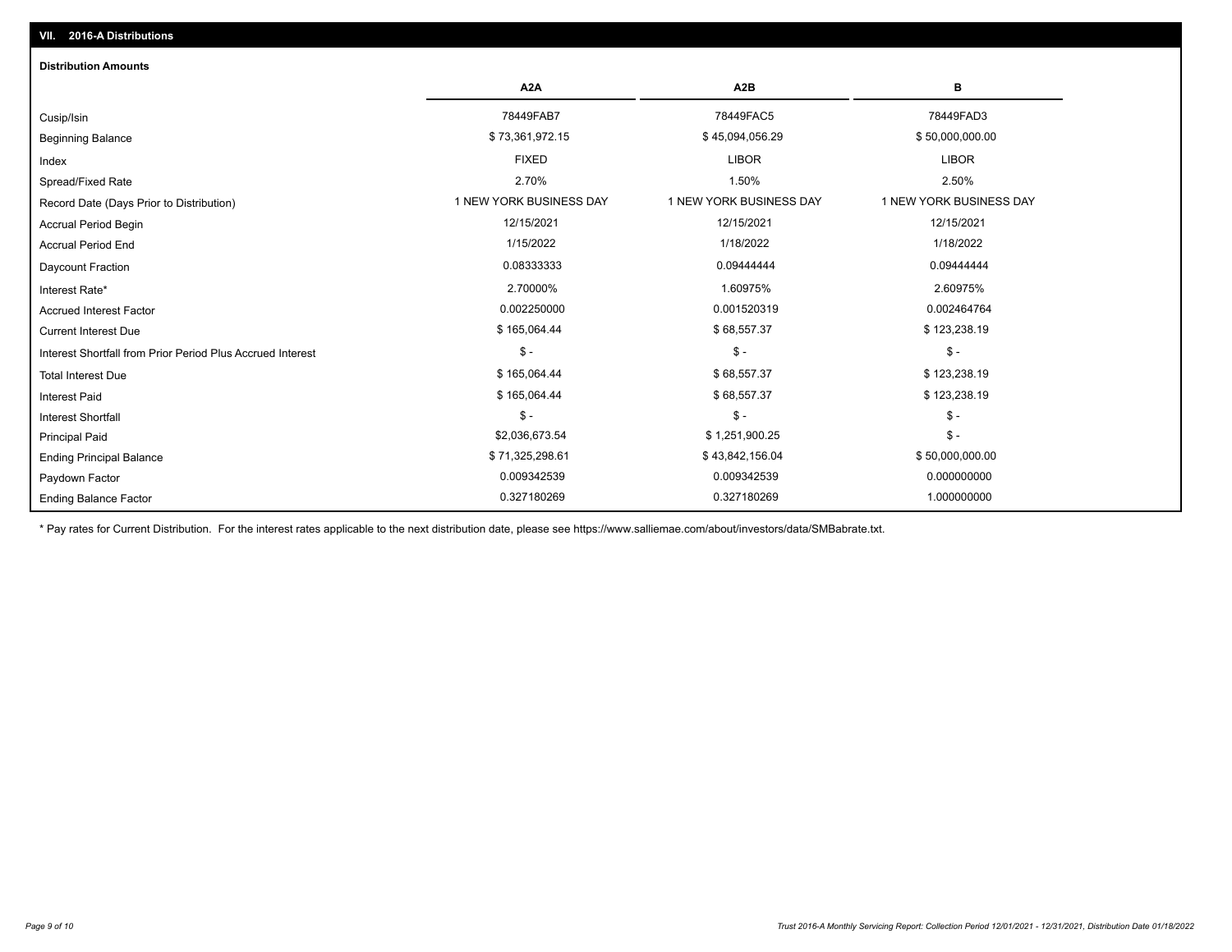## VII. 2016-A Distributions

### Distribution Amounts

| | A2A | A2B | B |
|---|---|---|---|
| Cusip/Isin | 78449FAB7 | 78449FAC5 | 78449FAD3 |
| Beginning Balance | $ 73,361,972.15 | $ 45,094,056.29 | $ 50,000,000.00 |
| Index | FIXED | LIBOR | LIBOR |
| Spread/Fixed Rate | 2.70% | 1.50% | 2.50% |
| Record Date (Days Prior to Distribution) | 1 NEW YORK BUSINESS DAY | 1 NEW YORK BUSINESS DAY | 1 NEW YORK BUSINESS DAY |
| Accrual Period Begin | 12/15/2021 | 12/15/2021 | 12/15/2021 |
| Accrual Period End | 1/15/2022 | 1/18/2022 | 1/18/2022 |
| Daycount Fraction | 0.08333333 | 0.09444444 | 0.09444444 |
| Interest Rate* | 2.70000% | 1.60975% | 2.60975% |
| Accrued Interest Factor | 0.002250000 | 0.001520319 | 0.002464764 |
| Current Interest Due | $ 165,064.44 | $ 68,557.37 | $ 123,238.19 |
| Interest Shortfall from Prior Period Plus Accrued Interest | $ - | $ - | $ - |
| Total Interest Due | $ 165,064.44 | $ 68,557.37 | $ 123,238.19 |
| Interest Paid | $ 165,064.44 | $ 68,557.37 | $ 123,238.19 |
| Interest Shortfall | $ - | $ - | $ - |
| Principal Paid | $2,036,673.54 | $ 1,251,900.25 | $ - |
| Ending Principal Balance | $ 71,325,298.61 | $ 43,842,156.04 | $ 50,000,000.00 |
| Paydown Factor | 0.009342539 | 0.009342539 | 0.000000000 |
| Ending Balance Factor | 0.327180269 | 0.327180269 | 1.000000000 |

* Pay rates for Current Distribution. For the interest rates applicable to the next distribution date, please see https://www.salliemae.com/about/investors/data/SMBabrate.txt.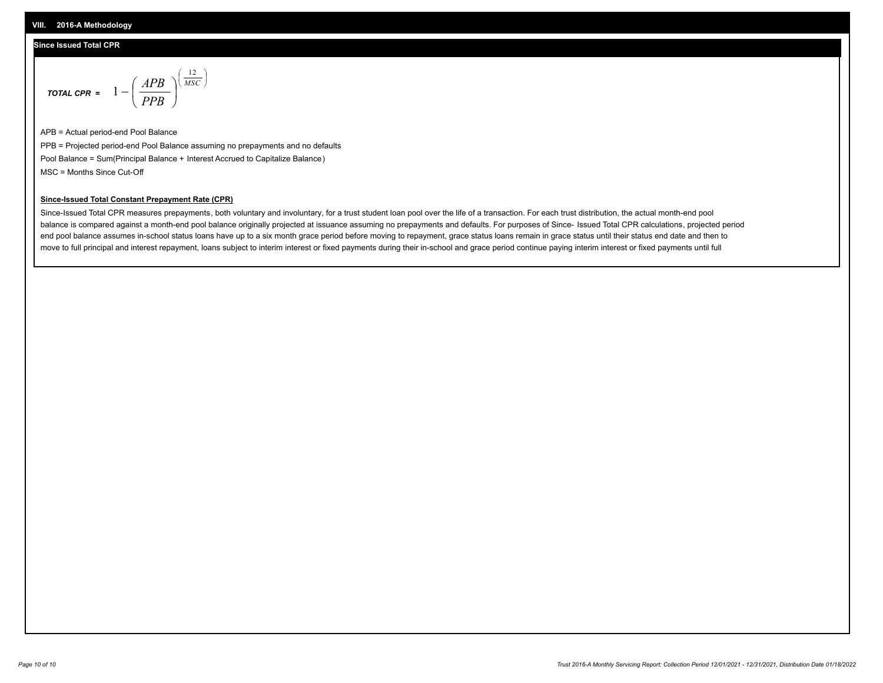## VIII. 2016-A Methodology

### Since Issued Total CPR

**TOTAL CPR =** $$1 - \left( \frac{APB}{PPB} \right)^{\left( \frac{12}{MSC} \right)}$$

APB = Actual period-end Pool Balance

PPB = Projected period-end Pool Balance assuming no prepayments and no defaults

Pool Balance = Sum(Principal Balance + Interest Accrued to Capitalize Balance)

MSC = Months Since Cut-Off

**Since-Issued Total Constant Prepayment Rate (CPR)**

Since-Issued Total CPR measures prepayments, both voluntary and involuntary, for a trust student loan pool over the life of a transaction. For each trust distribution, the actual month-end pool balance is compared against a month-end pool balance originally projected at issuance assuming no prepayments and defaults. For purposes of Since- Issued Total CPR calculations, projected period end pool balance assumes in-school status loans have up to a six month grace period before moving to repayment, grace status loans remain in grace status until their status end date and then to move to full principal and interest repayment, loans subject to interim interest or fixed payments during their in-school and grace period continue paying interim interest or fixed payments until full